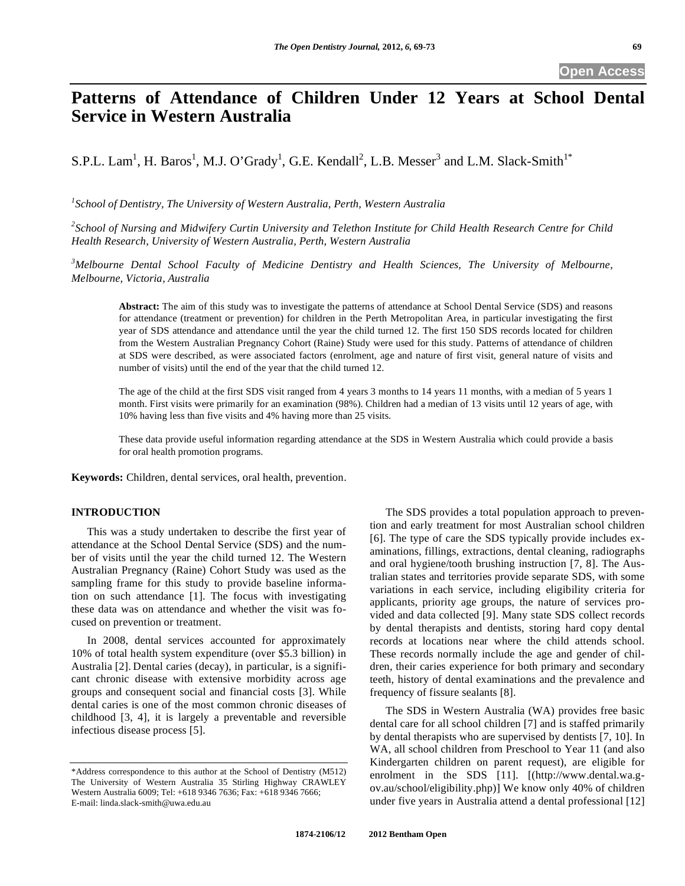Open Access

# Patterns of Attendance of Children Under 12 Years at School Dental Service in Western Australia

S.P.L. Lam[1], H. Baros[1], M.J. O'Grady[1], G.E. Kendall[2], L.B. Messer[3] and L.M. Slack-Smith[1*]

[1]*School of Dentistry, The University of Western Australia, Perth, Western Australia*

[2]*School of Nursing and Midwifery Curtin University and Telethon Institute for Child Health Research Centre for Child Health Research, University of Western Australia, Perth, Western Australia*

[3]*Melbourne Dental School Faculty of Medicine Dentistry and Health Sciences, The University of Melbourne, Melbourne, Victoria, Australia*

**Abstract:** The aim of this study was to investigate the patterns of attendance at School Dental Service (SDS) and reasons for attendance (treatment or prevention) for children in the Perth Metropolitan Area, in particular investigating the first year of SDS attendance and attendance until the year the child turned 12. The first 150 SDS records located for children from the Western Australian Pregnancy Cohort (Raine) Study were used for this study. Patterns of attendance of children at SDS were described, as were associated factors (enrolment, age and nature of first visit, general nature of visits and number of visits) until the end of the year that the child turned 12.

The age of the child at the first SDS visit ranged from 4 years 3 months to 14 years 11 months, with a median of 5 years 1 month. First visits were primarily for an examination (98%). Children had a median of 13 visits until 12 years of age, with 10% having less than five visits and 4% having more than 25 visits.

These data provide useful information regarding attendance at the SDS in Western Australia which could provide a basis for oral health promotion programs.

**Keywords:** Children, dental services, oral health, prevention.

## INTRODUCTION

This was a study undertaken to describe the first year of attendance at the School Dental Service (SDS) and the number of visits until the year the child turned 12. The Western Australian Pregnancy (Raine) Cohort Study was used as the sampling frame for this study to provide baseline information on such attendance [1]. The focus with investigating these data was on attendance and whether the visit was focused on prevention or treatment.

In 2008, dental services accounted for approximately 10% of total health system expenditure (over $5.3 billion) in Australia [2]. Dental caries (decay), in particular, is a significant chronic disease with extensive morbidity across age groups and consequent social and financial costs [3]. While dental caries is one of the most common chronic diseases of childhood [3, 4], it is largely a preventable and reversible infectious disease process [5].

The SDS provides a total population approach to prevention and early treatment for most Australian school children [6]. The type of care the SDS typically provide includes examinations, fillings, extractions, dental cleaning, radiographs and oral hygiene/tooth brushing instruction [7, 8]. The Australian states and territories provide separate SDS, with some variations in each service, including eligibility criteria for applicants, priority age groups, the nature of services provided and data collected [9]. Many state SDS collect records by dental therapists and dentists, storing hard copy dental records at locations near where the child attends school. These records normally include the age and gender of children, their caries experience for both primary and secondary teeth, history of dental examinations and the prevalence and frequency of fissure sealants [8].

The SDS in Western Australia (WA) provides free basic dental care for all school children [7] and is staffed primarily by dental therapists who are supervised by dentists [7, 10]. In WA, all school children from Preschool to Year 11 (and also Kindergarten children on parent request), are eligible for enrolment in the SDS [11]. [(http://www.dental.wa.gov.au/school/eligibility.php)] We know only 40% of children under five years in Australia attend a dental professional [12]

\*Address correspondence to this author at the School of Dentistry (M512) The University of Western Australia 35 Stirling Highway CRAWLEY Western Australia 6009; Tel: +618 9346 7636; Fax: +618 9346 7666; E-mail: linda.slack-smith@uwa.edu.au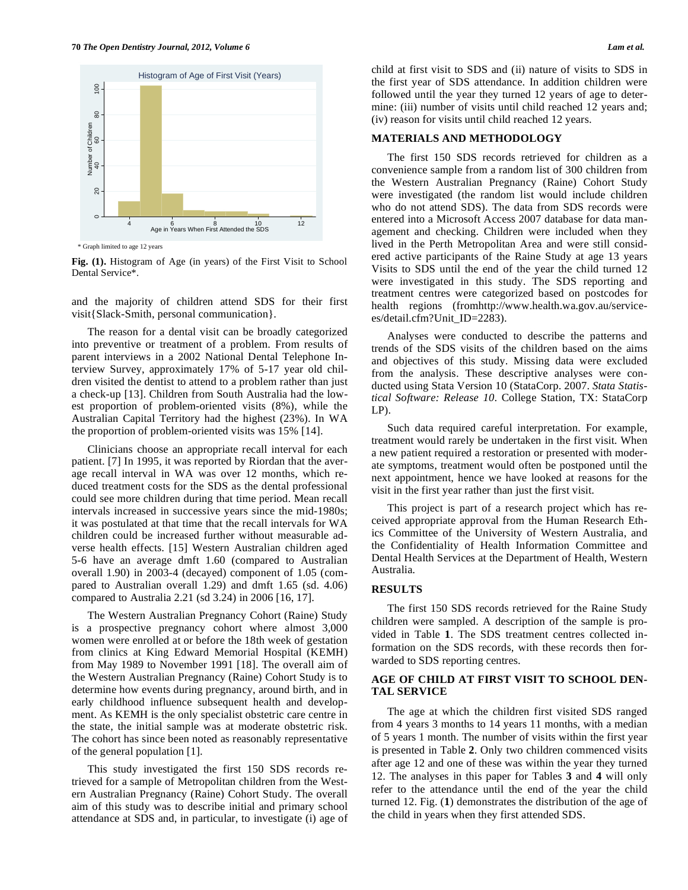\* Graph limited to age 12 years

**Fig. (1).** Histogram of Age (in years) of the First Visit to School Dental Service\*.

and the majority of children attend SDS for their first visit{Slack-Smith, personal communication}.

The reason for a dental visit can be broadly categorized into preventive or treatment of a problem. From results of parent interviews in a 2002 National Dental Telephone Interview Survey, approximately 17% of 5-17 year old children visited the dentist to attend to a problem rather than just a check-up [13]. Children from South Australia had the lowest proportion of problem-oriented visits (8%), while the Australian Capital Territory had the highest (23%). In WA the proportion of problem-oriented visits was 15% [14].

Clinicians choose an appropriate recall interval for each patient. [7] In 1995, it was reported by Riordan that the average recall interval in WA was over 12 months, which reduced treatment costs for the SDS as the dental professional could see more children during that time period. Mean recall intervals increased in successive years since the mid-1980s; it was postulated at that time that the recall intervals for WA children could be increased further without measurable adverse health effects. [15] Western Australian children aged 5-6 have an average dmft 1.60 (compared to Australian overall 1.90) in 2003-4 (decayed) component of 1.05 (compared to Australian overall 1.29) and dmft 1.65 (sd. 4.06) compared to Australia 2.21 (sd 3.24) in 2006 [16, 17].

The Western Australian Pregnancy Cohort (Raine) Study is a prospective pregnancy cohort where almost 3,000 women were enrolled at or before the 18th week of gestation from clinics at King Edward Memorial Hospital (KEMH) from May 1989 to November 1991 [18]. The overall aim of the Western Australian Pregnancy (Raine) Cohort Study is to determine how events during pregnancy, around birth, and in early childhood influence subsequent health and development. As KEMH is the only specialist obstetric care centre in the state, the initial sample was at moderate obstetric risk. The cohort has since been noted as reasonably representative of the general population [1].

This study investigated the first 150 SDS records retrieved for a sample of Metropolitan children from the Western Australian Pregnancy (Raine) Cohort Study. The overall aim of this study was to describe initial and primary school attendance at SDS and, in particular, to investigate (i) age of child at first visit to SDS and (ii) nature of visits to SDS in the first year of SDS attendance. In addition children were followed until the year they turned 12 years of age to determine: (iii) number of visits until child reached 12 years and; (iv) reason for visits until child reached 12 years.

## MATERIALS AND METHODOLOGY

The first 150 SDS records retrieved for children as a convenience sample from a random list of 300 children from the Western Australian Pregnancy (Raine) Cohort Study were investigated (the random list would include children who do not attend SDS). The data from SDS records were entered into a Microsoft Access 2007 database for data management and checking. Children were included when they lived in the Perth Metropolitan Area and were still considered active participants of the Raine Study at age 13 years Visits to SDS until the end of the year the child turned 12 were investigated in this study. The SDS reporting and treatment centres were categorized based on postcodes for health regions (fromhttp://www.health.wa.gov.au/servicees/detail.cfm?Unit_ID=2283).

Analyses were conducted to describe the patterns and trends of the SDS visits of the children based on the aims and objectives of this study. Missing data were excluded from the analysis. These descriptive analyses were conducted using Stata Version 10 (StataCorp. 2007. *Stata Statistical Software: Release 10*. College Station, TX: StataCorp LP).

Such data required careful interpretation. For example, treatment would rarely be undertaken in the first visit. When a new patient required a restoration or presented with moderate symptoms, treatment would often be postponed until the next appointment, hence we have looked at reasons for the visit in the first year rather than just the first visit.

This project is part of a research project which has received appropriate approval from the Human Research Ethics Committee of the University of Western Australia, and the Confidentiality of Health Information Committee and Dental Health Services at the Department of Health, Western Australia.

## RESULTS

The first 150 SDS records retrieved for the Raine Study children were sampled. A description of the sample is provided in Table **1**. The SDS treatment centres collected information on the SDS records, with these records then forwarded to SDS reporting centres.

## AGE OF CHILD AT FIRST VISIT TO SCHOOL DENTAL SERVICE

The age at which the children first visited SDS ranged from 4 years 3 months to 14 years 11 months, with a median of 5 years 1 month. The number of visits within the first year is presented in Table **2**. Only two children commenced visits after age 12 and one of these was within the year they turned 12. The analyses in this paper for Tables **3** and **4** will only refer to the attendance until the end of the year the child turned 12. Fig. (**1**) demonstrates the distribution of the age of the child in years when they first attended SDS.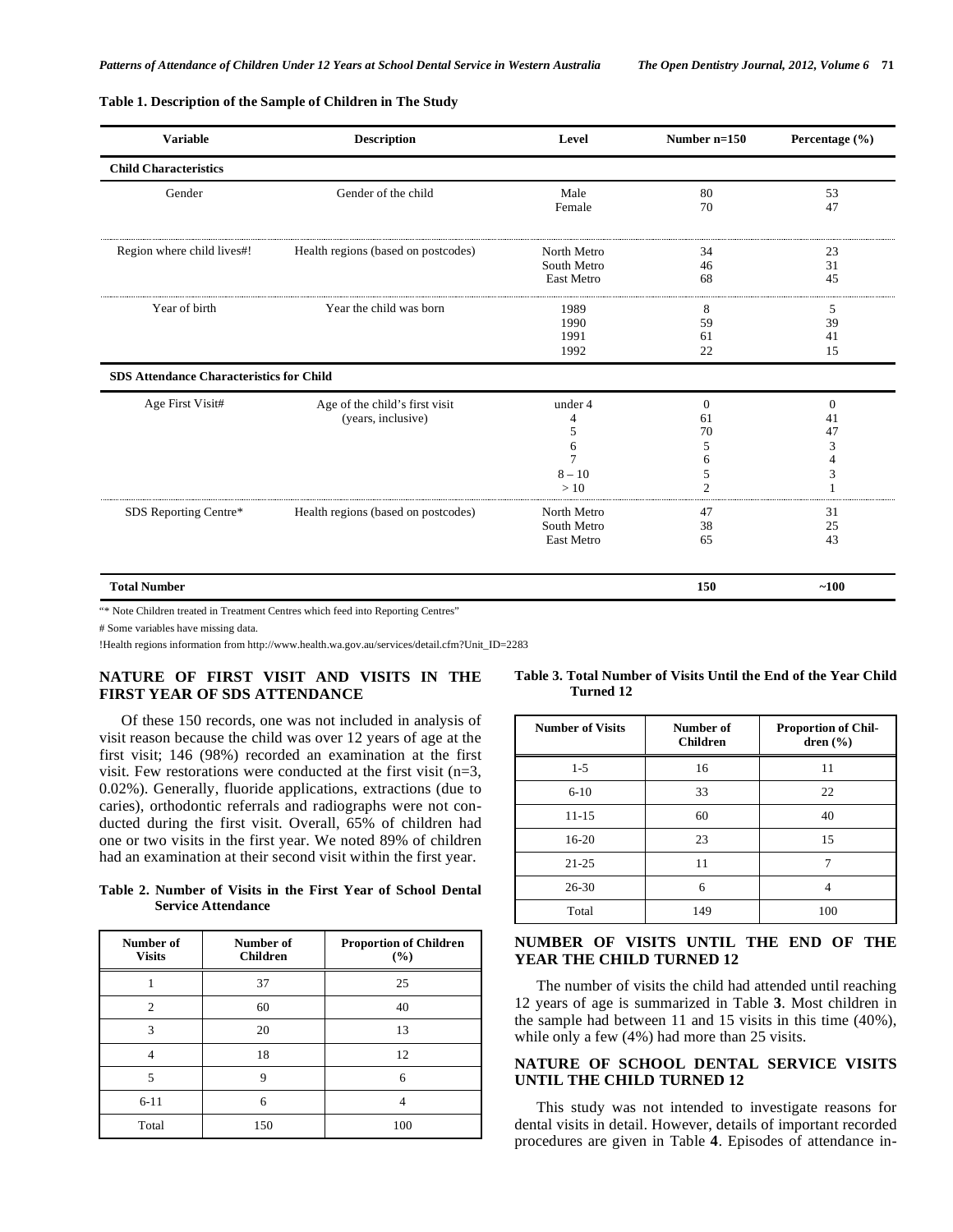**Table 1. Description of the Sample of Children in The Study**

| Variable | Description | Level | Number n=150 | Percentage (%) |
|---|---|---|---|---|
| **Child Characteristics** | | | | |
| Gender | Gender of the child | Male<br>Female | 80<br>70 | 53<br>47 |
| Region where child lives#! | Health regions (based on postcodes) | North Metro<br>South Metro<br>East Metro | 34<br>46<br>68 | 23<br>31<br>45 |
| Year of birth | Year the child was born | 1989<br>1990<br>1991<br>1992 | 8<br>59<br>61<br>22 | 5<br>39<br>41<br>15 |
| **SDS Attendance Characteristics for Child** | | | | |
| Age First Visit# | Age of the child's first visit (years, inclusive) | under 4<br>4<br>5<br>6<br>7<br>8 – 10<br>> 10 | 0<br>61<br>70<br>5<br>6<br>5<br>2 | 0<br>41<br>47<br>3<br>4<br>3<br>1 |
| SDS Reporting Centre* | Health regions (based on postcodes) | North Metro<br>South Metro<br>East Metro | 47<br>38<br>65 | 31<br>25<br>43 |
| **Total Number** | | | **150** | **~100** |

"* Note Children treated in Treatment Centres which feed into Reporting Centres"

# Some variables have missing data.

!Health regions information from http://www.health.wa.gov.au/services/detail.cfm?Unit_ID=2283

## NATURE OF FIRST VISIT AND VISITS IN THE FIRST YEAR OF SDS ATTENDANCE

Of these 150 records, one was not included in analysis of visit reason because the child was over 12 years of age at the first visit; 146 (98%) recorded an examination at the first visit. Few restorations were conducted at the first visit (n=3, 0.02%). Generally, fluoride applications, extractions (due to caries), orthodontic referrals and radiographs were not conducted during the first visit. Overall, 65% of children had one or two visits in the first year. We noted 89% of children had an examination at their second visit within the first year.

**Table 2. Number of Visits in the First Year of School Dental Service Attendance**

| Number of Visits | Number of Children | Proportion of Children (%) |
|---|---|---|
| 1 | 37 | 25 |
| 2 | 60 | 40 |
| 3 | 20 | 13 |
| 4 | 18 | 12 |
| 5 | 9 | 6 |
| 6-11 | 6 | 4 |
| Total | 150 | 100 |

**Table 3. Total Number of Visits Until the End of the Year Child Turned 12**

| Number of Visits | Number of Children | Proportion of Children (%) |
|---|---|---|
| 1-5 | 16 | 11 |
| 6-10 | 33 | 22 |
| 11-15 | 60 | 40 |
| 16-20 | 23 | 15 |
| 21-25 | 11 | 7 |
| 26-30 | 6 | 4 |
| Total | 149 | 100 |

## NUMBER OF VISITS UNTIL THE END OF THE YEAR THE CHILD TURNED 12

The number of visits the child had attended until reaching 12 years of age is summarized in Table **3**. Most children in the sample had between 11 and 15 visits in this time (40%), while only a few (4%) had more than 25 visits.

## NATURE OF SCHOOL DENTAL SERVICE VISITS UNTIL THE CHILD TURNED 12

This study was not intended to investigate reasons for dental visits in detail. However, details of important recorded procedures are given in Table **4**. Episodes of attendance in-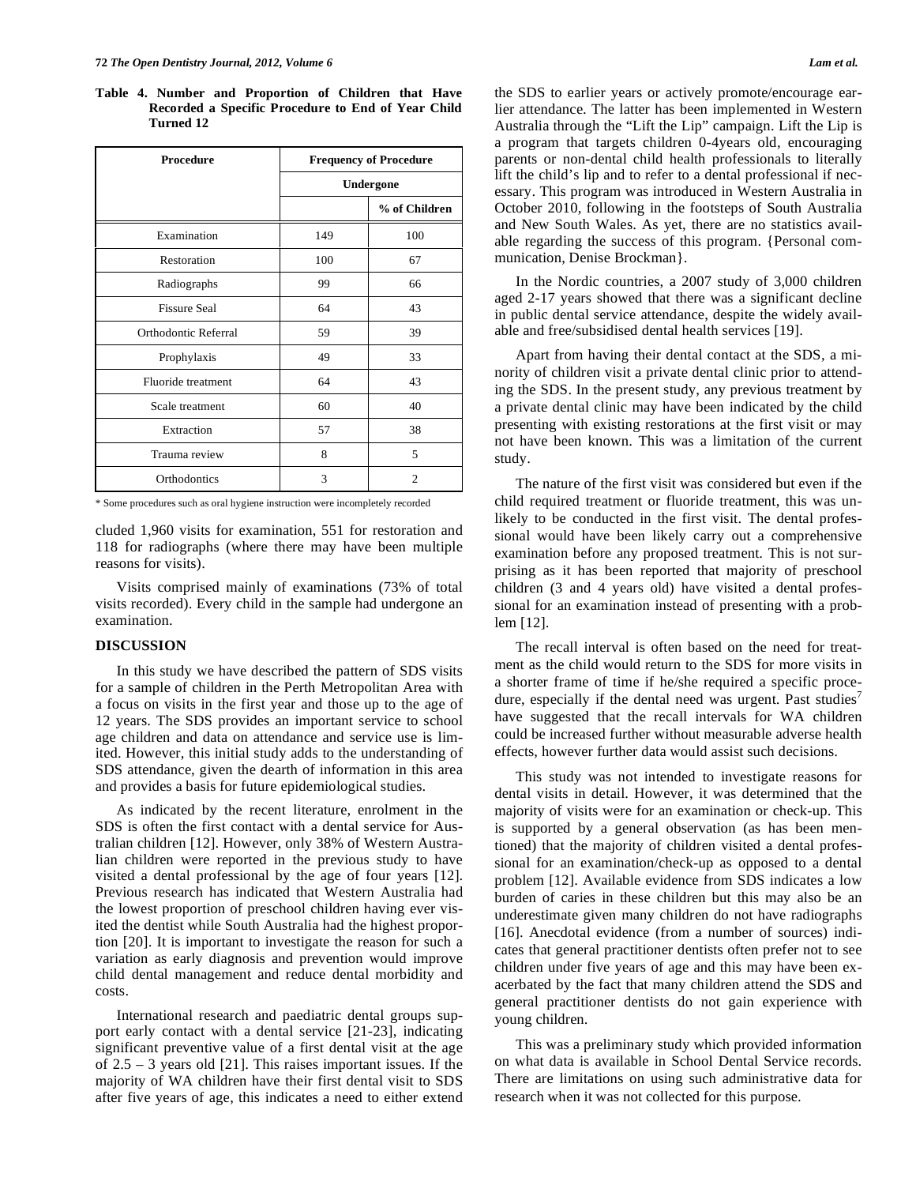**Table 4. Number and Proportion of Children that Have Recorded a Specific Procedure to End of Year Child Turned 12**

| Procedure | Frequency of Procedure Undergone | |
|---|---|---|
| | | % of Children |
| Examination | 149 | 100 |
| Restoration | 100 | 67 |
| Radiographs | 99 | 66 |
| Fissure Seal | 64 | 43 |
| Orthodontic Referral | 59 | 39 |
| Prophylaxis | 49 | 33 |
| Fluoride treatment | 64 | 43 |
| Scale treatment | 60 | 40 |
| Extraction | 57 | 38 |
| Trauma review | 8 | 5 |
| Orthodontics | 3 | 2 |

\* Some procedures such as oral hygiene instruction were incompletely recorded

cluded 1,960 visits for examination, 551 for restoration and 118 for radiographs (where there may have been multiple reasons for visits).

Visits comprised mainly of examinations (73% of total visits recorded). Every child in the sample had undergone an examination.

## DISCUSSION

In this study we have described the pattern of SDS visits for a sample of children in the Perth Metropolitan Area with a focus on visits in the first year and those up to the age of 12 years. The SDS provides an important service to school age children and data on attendance and service use is limited. However, this initial study adds to the understanding of SDS attendance, given the dearth of information in this area and provides a basis for future epidemiological studies.

As indicated by the recent literature, enrolment in the SDS is often the first contact with a dental service for Australian children [12]. However, only 38% of Western Australian children were reported in the previous study to have visited a dental professional by the age of four years [12]. Previous research has indicated that Western Australia had the lowest proportion of preschool children having ever visited the dentist while South Australia had the highest proportion [20]. It is important to investigate the reason for such a variation as early diagnosis and prevention would improve child dental management and reduce dental morbidity and costs.

International research and paediatric dental groups support early contact with a dental service [21-23], indicating significant preventive value of a first dental visit at the age of 2.5 – 3 years old [21]. This raises important issues. If the majority of WA children have their first dental visit to SDS after five years of age, this indicates a need to either extend the SDS to earlier years or actively promote/encourage earlier attendance. The latter has been implemented in Western Australia through the "Lift the Lip" campaign. Lift the Lip is a program that targets children 0-4years old, encouraging parents or non-dental child health professionals to literally lift the child's lip and to refer to a dental professional if necessary. This program was introduced in Western Australia in October 2010, following in the footsteps of South Australia and New South Wales. As yet, there are no statistics available regarding the success of this program. {Personal communication, Denise Brockman}.

In the Nordic countries, a 2007 study of 3,000 children aged 2-17 years showed that there was a significant decline in public dental service attendance, despite the widely available and free/subsidised dental health services [19].

Apart from having their dental contact at the SDS, a minority of children visit a private dental clinic prior to attending the SDS. In the present study, any previous treatment by a private dental clinic may have been indicated by the child presenting with existing restorations at the first visit or may not have been known. This was a limitation of the current study.

The nature of the first visit was considered but even if the child required treatment or fluoride treatment, this was unlikely to be conducted in the first visit. The dental professional would have been likely carry out a comprehensive examination before any proposed treatment. This is not surprising as it has been reported that majority of preschool children (3 and 4 years old) have visited a dental professional for an examination instead of presenting with a problem [12].

The recall interval is often based on the need for treatment as the child would return to the SDS for more visits in a shorter frame of time if he/she required a specific procedure, especially if the dental need was urgent. Past studies[7] have suggested that the recall intervals for WA children could be increased further without measurable adverse health effects, however further data would assist such decisions.

This study was not intended to investigate reasons for dental visits in detail. However, it was determined that the majority of visits were for an examination or check-up. This is supported by a general observation (as has been mentioned) that the majority of children visited a dental professional for an examination/check-up as opposed to a dental problem [12]. Available evidence from SDS indicates a low burden of caries in these children but this may also be an underestimate given many children do not have radiographs [16]. Anecdotal evidence (from a number of sources) indicates that general practitioner dentists often prefer not to see children under five years of age and this may have been exacerbated by the fact that many children attend the SDS and general practitioner dentists do not gain experience with young children.

This was a preliminary study which provided information on what data is available in School Dental Service records. There are limitations on using such administrative data for research when it was not collected for this purpose.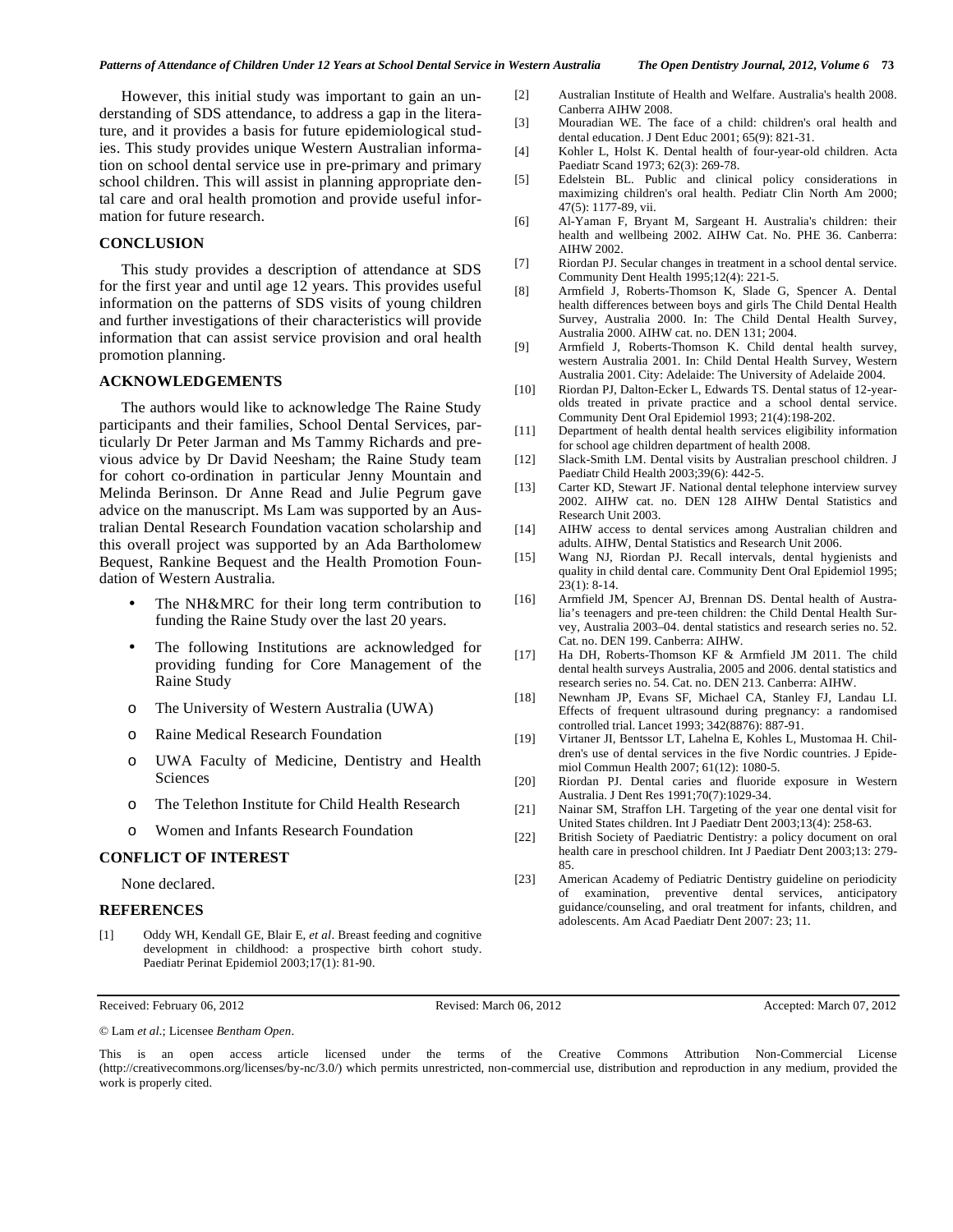However, this initial study was important to gain an understanding of SDS attendance, to address a gap in the literature, and it provides a basis for future epidemiological studies. This study provides unique Western Australian information on school dental service use in pre-primary and primary school children. This will assist in planning appropriate dental care and oral health promotion and provide useful information for future research.

## CONCLUSION

This study provides a description of attendance at SDS for the first year and until age 12 years. This provides useful information on the patterns of SDS visits of young children and further investigations of their characteristics will provide information that can assist service provision and oral health promotion planning.

## ACKNOWLEDGEMENTS

The authors would like to acknowledge The Raine Study participants and their families, School Dental Services, particularly Dr Peter Jarman and Ms Tammy Richards and previous advice by Dr David Neesham; the Raine Study team for cohort co-ordination in particular Jenny Mountain and Melinda Berinson. Dr Anne Read and Julie Pegrum gave advice on the manuscript. Ms Lam was supported by an Australian Dental Research Foundation vacation scholarship and this overall project was supported by an Ada Bartholomew Bequest, Rankine Bequest and the Health Promotion Foundation of Western Australia.

- The NH&MRC for their long term contribution to funding the Raine Study over the last 20 years.
- The following Institutions are acknowledged for providing funding for Core Management of the Raine Study
  - The University of Western Australia (UWA)
  - Raine Medical Research Foundation
  - UWA Faculty of Medicine, Dentistry and Health Sciences
  - The Telethon Institute for Child Health Research
  - Women and Infants Research Foundation

## CONFLICT OF INTEREST

None declared.

## REFERENCES

[1] Oddy WH, Kendall GE, Blair E, *et al*. Breast feeding and cognitive development in childhood: a prospective birth cohort study. Paediatr Perinat Epidemiol 2003;17(1): 81-90.

[2] Australian Institute of Health and Welfare. Australia's health 2008. Canberra AIHW 2008.

[3] Mouradian WE. The face of a child: children's oral health and dental education. J Dent Educ 2001; 65(9): 821-31.

[4] Kohler L, Holst K. Dental health of four-year-old children. Acta Paediatr Scand 1973; 62(3): 269-78.

[5] Edelstein BL. Public and clinical policy considerations in maximizing children's oral health. Pediatr Clin North Am 2000; 47(5): 1177-89, vii.

[6] Al-Yaman F, Bryant M, Sargeant H. Australia's children: their health and wellbeing 2002. AIHW Cat. No. PHE 36. Canberra: AIHW 2002.

[7] Riordan PJ. Secular changes in treatment in a school dental service. Community Dent Health 1995;12(4): 221-5.

[8] Armfield J, Roberts-Thomson K, Slade G, Spencer A. Dental health differences between boys and girls The Child Dental Health Survey, Australia 2000. In: The Child Dental Health Survey, Australia 2000. AIHW cat. no. DEN 131; 2004.

[9] Armfield J, Roberts-Thomson K. Child dental health survey, western Australia 2001. In: Child Dental Health Survey, Western Australia 2001. City: Adelaide: The University of Adelaide 2004.

[10] Riordan PJ, Dalton-Ecker L, Edwards TS. Dental status of 12-year-olds treated in private practice and a school dental service. Community Dent Oral Epidemiol 1993; 21(4):198-202.

[11] Department of health dental health services eligibility information for school age children department of health 2008.

[12] Slack-Smith LM. Dental visits by Australian preschool children. J Paediatr Child Health 2003;39(6): 442-5.

[13] Carter KD, Stewart JF. National dental telephone interview survey 2002. AIHW cat. no. DEN 128 AIHW Dental Statistics and Research Unit 2003.

[14] AIHW access to dental services among Australian children and adults. AIHW, Dental Statistics and Research Unit 2006.

[15] Wang NJ, Riordan PJ. Recall intervals, dental hygienists and quality in child dental care. Community Dent Oral Epidemiol 1995; 23(1): 8-14.

[16] Armfield JM, Spencer AJ, Brennan DS. Dental health of Australia's teenagers and pre-teen children: the Child Dental Health Survey, Australia 2003–04. dental statistics and research series no. 52. Cat. no. DEN 199. Canberra: AIHW.

[17] Ha DH, Roberts-Thomson KF & Armfield JM 2011. The child dental health surveys Australia, 2005 and 2006. dental statistics and research series no. 54. Cat. no. DEN 213. Canberra: AIHW.

[18] Newnham JP, Evans SF, Michael CA, Stanley FJ, Landau LI. Effects of frequent ultrasound during pregnancy: a randomised controlled trial. Lancet 1993; 342(8876): 887-91.

[19] Virtaner JI, Bentssor LT, Lahelna E, Kohles L, Mustomaa H. Children's use of dental services in the five Nordic countries. J Epidemiol Commun Health 2007; 61(12): 1080-5.

[20] Riordan PJ. Dental caries and fluoride exposure in Western Australia. J Dent Res 1991;70(7):1029-34.

[21] Nainar SM, Straffon LH. Targeting of the year one dental visit for United States children. Int J Paediatr Dent 2003;13(4): 258-63.

[22] British Society of Paediatric Dentistry: a policy document on oral health care in preschool children. Int J Paediatr Dent 2003;13: 279-85.

[23] American Academy of Pediatric Dentistry guideline on periodicity of examination, preventive dental services, anticipatory guidance/counseling, and oral treatment for infants, children, and adolescents. Am Acad Paediatr Dent 2007: 23; 11.

Received: February 06, 2012 Revised: March 06, 2012 Accepted: March 07, 2012

© Lam *et al*.; Licensee *Bentham Open*.

This is an open access article licensed under the terms of the Creative Commons Attribution Non-Commercial License (http://creativecommons.org/licenses/by-nc/3.0/) which permits unrestricted, non-commercial use, distribution and reproduction in any medium, provided the work is properly cited.